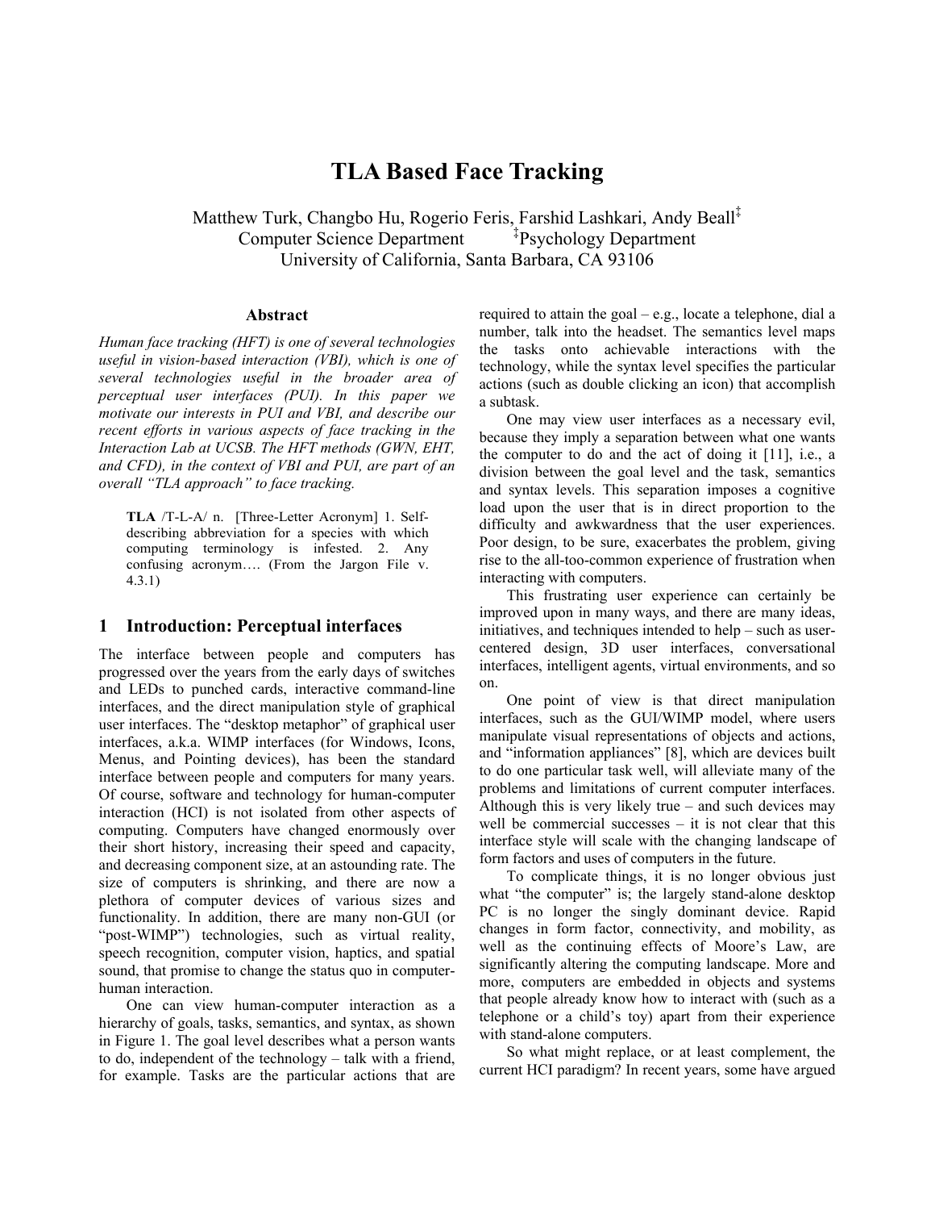# TLA Based Face Tracking

Matthew Turk, Changbo Hu, Rogerio Feris, Farshid Lashkari, Andy Beall[‡]
Computer Science Department [‡]Psychology Department
University of California, Santa Barbara, CA 93106

### Abstract

*Human face tracking (HFT) is one of several technologies useful in vision-based interaction (VBI), which is one of several technologies useful in the broader area of perceptual user interfaces (PUI). In this paper we motivate our interests in PUI and VBI, and describe our recent efforts in various aspects of face tracking in the Interaction Lab at UCSB. The HFT methods (GWN, EHT, and CFD), in the context of VBI and PUI, are part of an overall "TLA approach" to face tracking.*

> **TLA** /T-L-A/ n. [Three-Letter Acronym] 1. Self-describing abbreviation for a species with which computing terminology is infested. 2. Any confusing acronym…. (From the Jargon File v. 4.3.1)

## 1 Introduction: Perceptual interfaces

The interface between people and computers has progressed over the years from the early days of switches and LEDs to punched cards, interactive command-line interfaces, and the direct manipulation style of graphical user interfaces. The "desktop metaphor" of graphical user interfaces, a.k.a. WIMP interfaces (for Windows, Icons, Menus, and Pointing devices), has been the standard interface between people and computers for many years. Of course, software and technology for human-computer interaction (HCI) is not isolated from other aspects of computing. Computers have changed enormously over their short history, increasing their speed and capacity, and decreasing component size, at an astounding rate. The size of computers is shrinking, and there are now a plethora of computer devices of various sizes and functionality. In addition, there are many non-GUI (or "post-WIMP") technologies, such as virtual reality, speech recognition, computer vision, haptics, and spatial sound, that promise to change the status quo in computer-human interaction.

One can view human-computer interaction as a hierarchy of goals, tasks, semantics, and syntax, as shown in Figure 1. The goal level describes what a person wants to do, independent of the technology – talk with a friend, for example. Tasks are the particular actions that are required to attain the goal – e.g., locate a telephone, dial a number, talk into the headset. The semantics level maps the tasks onto achievable interactions with the technology, while the syntax level specifies the particular actions (such as double clicking an icon) that accomplish a subtask.

One may view user interfaces as a necessary evil, because they imply a separation between what one wants the computer to do and the act of doing it [11], i.e., a division between the goal level and the task, semantics and syntax levels. This separation imposes a cognitive load upon the user that is in direct proportion to the difficulty and awkwardness that the user experiences. Poor design, to be sure, exacerbates the problem, giving rise to the all-too-common experience of frustration when interacting with computers.

This frustrating user experience can certainly be improved upon in many ways, and there are many ideas, initiatives, and techniques intended to help – such as user-centered design, 3D user interfaces, conversational interfaces, intelligent agents, virtual environments, and so on.

One point of view is that direct manipulation interfaces, such as the GUI/WIMP model, where users manipulate visual representations of objects and actions, and "information appliances" [8], which are devices built to do one particular task well, will alleviate many of the problems and limitations of current computer interfaces. Although this is very likely true – and such devices may well be commercial successes – it is not clear that this interface style will scale with the changing landscape of form factors and uses of computers in the future.

To complicate things, it is no longer obvious just what "the computer" is; the largely stand-alone desktop PC is no longer the singly dominant device. Rapid changes in form factor, connectivity, and mobility, as well as the continuing effects of Moore's Law, are significantly altering the computing landscape. More and more, computers are embedded in objects and systems that people already know how to interact with (such as a telephone or a child's toy) apart from their experience with stand-alone computers.

So what might replace, or at least complement, the current HCI paradigm? In recent years, some have argued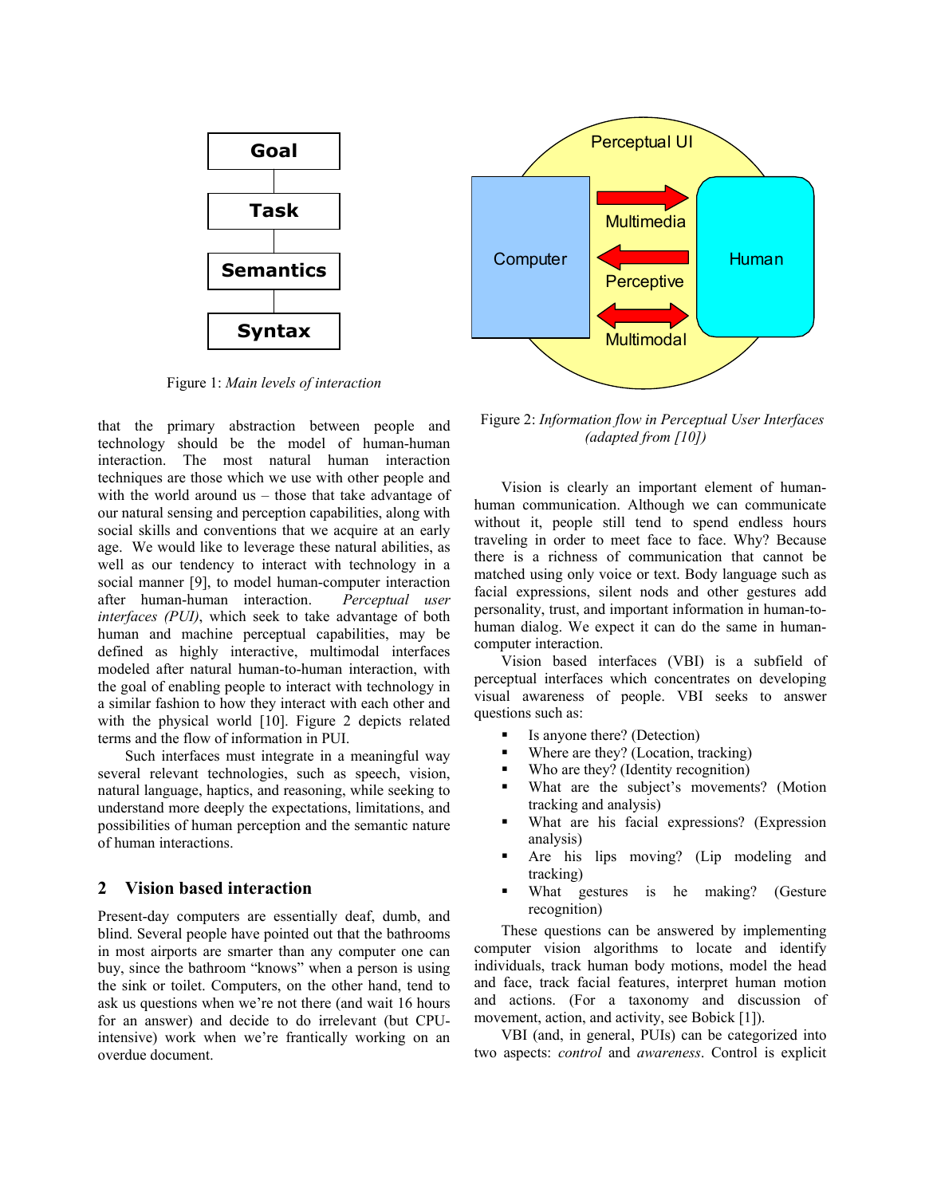Figure 1: *Main levels of interaction*

that the primary abstraction between people and technology should be the model of human-human interaction. The most natural human interaction techniques are those which we use with other people and with the world around us – those that take advantage of our natural sensing and perception capabilities, along with social skills and conventions that we acquire at an early age. We would like to leverage these natural abilities, as well as our tendency to interact with technology in a social manner [9], to model human-computer interaction after human-human interaction. *Perceptual user interfaces (PUI)*, which seek to take advantage of both human and machine perceptual capabilities, may be defined as highly interactive, multimodal interfaces modeled after natural human-to-human interaction, with the goal of enabling people to interact with technology in a similar fashion to how they interact with each other and with the physical world [10]. Figure 2 depicts related terms and the flow of information in PUI.

Such interfaces must integrate in a meaningful way several relevant technologies, such as speech, vision, natural language, haptics, and reasoning, while seeking to understand more deeply the expectations, limitations, and possibilities of human perception and the semantic nature of human interactions.

## 2 Vision based interaction

Present-day computers are essentially deaf, dumb, and blind. Several people have pointed out that the bathrooms in most airports are smarter than any computer one can buy, since the bathroom "knows" when a person is using the sink or toilet. Computers, on the other hand, tend to ask us questions when we're not there (and wait 16 hours for an answer) and decide to do irrelevant (but CPU-intensive) work when we're frantically working on an overdue document.

Figure 2: *Information flow in Perceptual User Interfaces (adapted from [10])*

Vision is clearly an important element of human-human communication. Although we can communicate without it, people still tend to spend endless hours traveling in order to meet face to face. Why? Because there is a richness of communication that cannot be matched using only voice or text. Body language such as facial expressions, silent nods and other gestures add personality, trust, and important information in human-to-human dialog. We expect it can do the same in human-computer interaction.

Vision based interfaces (VBI) is a subfield of perceptual interfaces which concentrates on developing visual awareness of people. VBI seeks to answer questions such as:

- Is anyone there? (Detection)
- Where are they? (Location, tracking)
- Who are they? (Identity recognition)
- What are the subject's movements? (Motion tracking and analysis)
- What are his facial expressions? (Expression analysis)
- Are his lips moving? (Lip modeling and tracking)
- What gestures is he making? (Gesture recognition)

These questions can be answered by implementing computer vision algorithms to locate and identify individuals, track human body motions, model the head and face, track facial features, interpret human motion and actions. (For a taxonomy and discussion of movement, action, and activity, see Bobick [1]).

VBI (and, in general, PUIs) can be categorized into two aspects: *control* and *awareness*. Control is explicit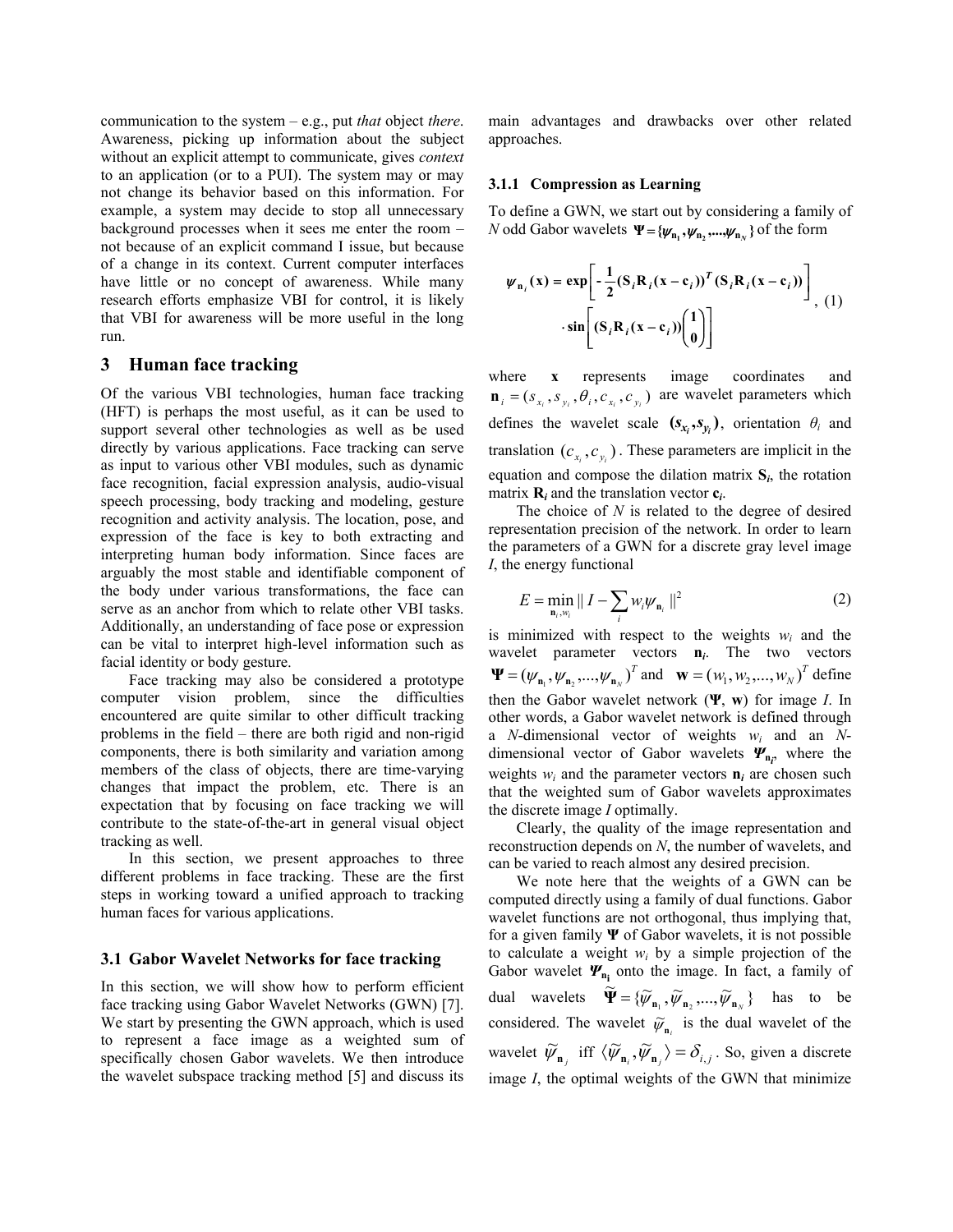communication to the system – e.g., put *that* object *there*. Awareness, picking up information about the subject without an explicit attempt to communicate, gives *context* to an application (or to a PUI). The system may or may not change its behavior based on this information. For example, a system may decide to stop all unnecessary background processes when it sees me enter the room – not because of an explicit command I issue, but because of a change in its context. Current computer interfaces have little or no concept of awareness. While many research efforts emphasize VBI for control, it is likely that VBI for awareness will be more useful in the long run.

## 3 Human face tracking

Of the various VBI technologies, human face tracking (HFT) is perhaps the most useful, as it can be used to support several other technologies as well as be used directly by various applications. Face tracking can serve as input to various other VBI modules, such as dynamic face recognition, facial expression analysis, audio-visual speech processing, body tracking and modeling, gesture recognition and activity analysis. The location, pose, and expression of the face is key to both extracting and interpreting human body information. Since faces are arguably the most stable and identifiable component of the body under various transformations, the face can serve as an anchor from which to relate other VBI tasks. Additionally, an understanding of face pose or expression can be vital to interpret high-level information such as facial identity or body gesture.

Face tracking may also be considered a prototype computer vision problem, since the difficulties encountered are quite similar to other difficult tracking problems in the field – there are both rigid and non-rigid components, there is both similarity and variation among members of the class of objects, there are time-varying changes that impact the problem, etc. There is an expectation that by focusing on face tracking we will contribute to the state-of-the-art in general visual object tracking as well.

In this section, we present approaches to three different problems in face tracking. These are the first steps in working toward a unified approach to tracking human faces for various applications.

### 3.1 Gabor Wavelet Networks for face tracking

In this section, we will show how to perform efficient face tracking using Gabor Wavelet Networks (GWN) [7]. We start by presenting the GWN approach, which is used to represent a face image as a weighted sum of specifically chosen Gabor wavelets. We then introduce the wavelet subspace tracking method [5] and discuss its main advantages and drawbacks over other related approaches.

#### 3.1.1 Compression as Learning

To define a GWN, we start out by considering a family of $N$ odd Gabor wavelets $\mathbf{\Psi} = \{\psi_{\mathbf{n}_1}, \psi_{\mathbf{n}_2}, ..., \psi_{\mathbf{n}_N}\}$ of the form

$$\psi_{\mathbf{n}_i}(\mathbf{x}) = \exp\left[-\frac{1}{2}(\mathbf{S}_i\mathbf{R}_i(\mathbf{x}-\mathbf{c}_i))^T(\mathbf{S}_i\mathbf{R}_i(\mathbf{x}-\mathbf{c}_i))\right] \cdot \sin\left[(\mathbf{S}_i\mathbf{R}_i(\mathbf{x}-\mathbf{c}_i))\begin{pmatrix}1\\0\end{pmatrix}\right], \quad (1)$$

where $\mathbf{x}$ represents image coordinates and $\mathbf{n}_i = (s_{x_i}, s_{y_i}, \theta_i, c_{x_i}, c_{y_i})$ are wavelet parameters which defines the wavelet scale $(s_{x_i}, s_{y_i})$, orientation $\theta_i$ and translation $(c_{x_i}, c_{y_i})$. These parameters are implicit in the equation and compose the dilation matrix $\mathbf{S}_i$, the rotation matrix $\mathbf{R}_i$ and the translation vector $\mathbf{c}_i$.

The choice of $N$ is related to the degree of desired representation precision of the network. In order to learn the parameters of a GWN for a discrete gray level image $I$, the energy functional

$$E = \min_{\mathbf{n}_i, w_i} \| I - \sum_i w_i \psi_{\mathbf{n}_i} \|^2 \quad (2)$$

is minimized with respect to the weights $w_i$ and the wavelet parameter vectors $\mathbf{n}_i$. The two vectors $\mathbf{\Psi} = (\psi_{\mathbf{n}_1}, \psi_{\mathbf{n}_2}, ..., \psi_{\mathbf{n}_N})^T$ and $\mathbf{w} = (w_1, w_2, ..., w_N)^T$ define then the Gabor wavelet network ($\mathbf{\Psi}$, $\mathbf{w}$) for image $I$. In other words, a Gabor wavelet network is defined through a $N$-dimensional vector of weights $w_i$ and an $N$-dimensional vector of Gabor wavelets $\Psi_{\mathbf{n}_i}$, where the weights $w_i$ and the parameter vectors $\mathbf{n}_i$ are chosen such that the weighted sum of Gabor wavelets approximates the discrete image $I$ optimally.

Clearly, the quality of the image representation and reconstruction depends on $N$, the number of wavelets, and can be varied to reach almost any desired precision.

We note here that the weights of a GWN can be computed directly using a family of dual functions. Gabor wavelet functions are not orthogonal, thus implying that, for a given family $\mathbf{\Psi}$ of Gabor wavelets, it is not possible to calculate a weight $w_i$ by a simple projection of the Gabor wavelet $\Psi_{\mathbf{n}_i}$ onto the image. In fact, a family of dual wavelets $\tilde{\mathbf{\Psi}} = \{\tilde{\psi}_{\mathbf{n}_1}, \tilde{\psi}_{\mathbf{n}_2}, ..., \tilde{\psi}_{\mathbf{n}_N}\}$ has to be considered. The wavelet $\tilde{\psi}_{\mathbf{n}_i}$ is the dual wavelet of the wavelet $\tilde{\psi}_{\mathbf{n}_j}$ iff $\langle \tilde{\psi}_{\mathbf{n}_i}, \tilde{\psi}_{\mathbf{n}_j} \rangle = \delta_{i,j}$. So, given a discrete image $I$, the optimal weights of the GWN that minimize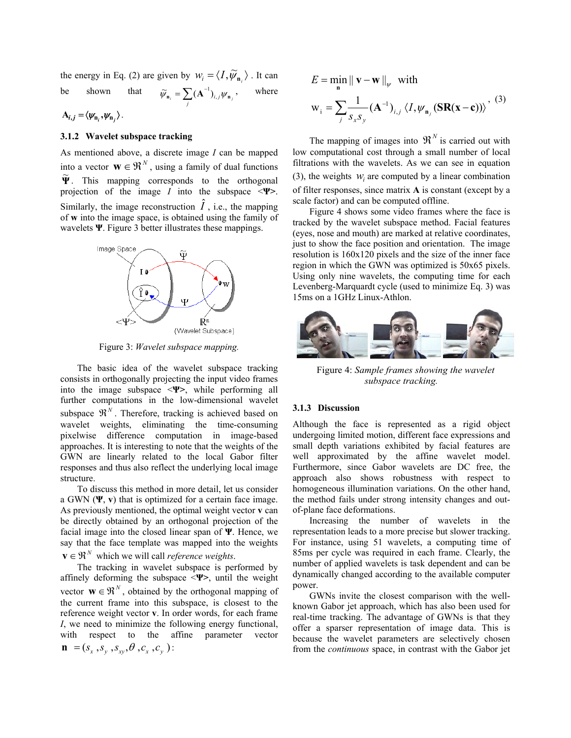the energy in Eq. (2) are given by $w_i = \langle I, \widetilde{\psi}_{\mathbf{n}_i} \rangle$. It can be shown that $\widetilde{\psi}_{\mathbf{n}_i} = \sum_j (\mathbf{A}^{-1})_{i,j} \psi_{\mathbf{n}_j}$, where $\mathbf{A}_{i,j} = \langle \psi_{\mathbf{n}_i}, \psi_{\mathbf{n}_j} \rangle$.

### 3.1.2 Wavelet subspace tracking

As mentioned above, a discrete image $I$ can be mapped into a vector $\mathbf{w} \in \Re^N$, using a family of dual functions $\widetilde{\mathbf{\Psi}}$. This mapping corresponds to the orthogonal projection of the image $I$ into the subspace <**Ψ**>. Similarly, the image reconstruction $\hat{I}$, i.e., the mapping of **w** into the image space, is obtained using the family of wavelets **Ψ**. Figure 3 better illustrates these mappings.

Figure 3: *Wavelet subspace mapping.*

The basic idea of the wavelet subspace tracking consists in orthogonally projecting the input video frames into the image subspace <**Ψ**>, while performing all further computations in the low-dimensional wavelet subspace $\Re^N$. Therefore, tracking is achieved based on wavelet weights, eliminating the time-consuming pixelwise difference computation in image-based approaches. It is interesting to note that the weights of the GWN are linearly related to the local Gabor filter responses and thus also reflect the underlying local image structure.

To discuss this method in more detail, let us consider a GWN (**Ψ**, **v**) that is optimized for a certain face image. As previously mentioned, the optimal weight vector **v** can be directly obtained by an orthogonal projection of the facial image into the closed linear span of **Ψ**. Hence, we say that the face template was mapped into the weights $\mathbf{v} \in \Re^N$ which we will call *reference weights*.

The tracking in wavelet subspace is performed by affinely deforming the subspace <**Ψ**>, until the weight vector $\mathbf{w} \in \Re^N$, obtained by the orthogonal mapping of the current frame into this subspace, is closest to the reference weight vector **v**. In order words, for each frame $I$, we need to minimize the following energy functional, with respect to the affine parameter vector $\mathbf{n} = (s_x, s_y, s_{xy}, \theta, c_x, c_y)$:

$$E = \min_{\mathbf{n}} \| \mathbf{v} - \mathbf{w} \|_{\psi} \quad \text{with}$$
$$\mathrm{w}_i = \sum_j \frac{1}{s_x s_y} (\mathbf{A}^{-1})_{i,j} \langle I, \psi_{\mathbf{n}_j}(\mathbf{SR}(\mathbf{x} - \mathbf{c})) \rangle, \tag{3}$$

The mapping of images into $\Re^N$ is carried out with low computational cost through a small number of local filtrations with the wavelets. As we can see in equation (3), the weights $w_i$ are computed by a linear combination of filter responses, since matrix **A** is constant (except by a scale factor) and can be computed offline.

Figure 4 shows some video frames where the face is tracked by the wavelet subspace method. Facial features (eyes, nose and mouth) are marked at relative coordinates, just to show the face position and orientation. The image resolution is 160x120 pixels and the size of the inner face region in which the GWN was optimized is 50x65 pixels. Using only nine wavelets, the computing time for each Levenberg-Marquardt cycle (used to minimize Eq. 3) was 15ms on a 1GHz Linux-Athlon.

Figure 4: *Sample frames showing the wavelet subspace tracking.*

### 3.1.3 Discussion

Although the face is represented as a rigid object undergoing limited motion, different face expressions and small depth variations exhibited by facial features are well approximated by the affine wavelet model. Furthermore, since Gabor wavelets are DC free, the approach also shows robustness with respect to homogeneous illumination variations. On the other hand, the method fails under strong intensity changes and out-of-plane face deformations.

Increasing the number of wavelets in the representation leads to a more precise but slower tracking. For instance, using 51 wavelets, a computing time of 85ms per cycle was required in each frame. Clearly, the number of applied wavelets is task dependent and can be dynamically changed according to the available computer power.

GWNs invite the closest comparison with the well-known Gabor jet approach, which has also been used for real-time tracking. The advantage of GWNs is that they offer a sparser representation of image data. This is because the wavelet parameters are selectively chosen from the *continuous* space, in contrast with the Gabor jet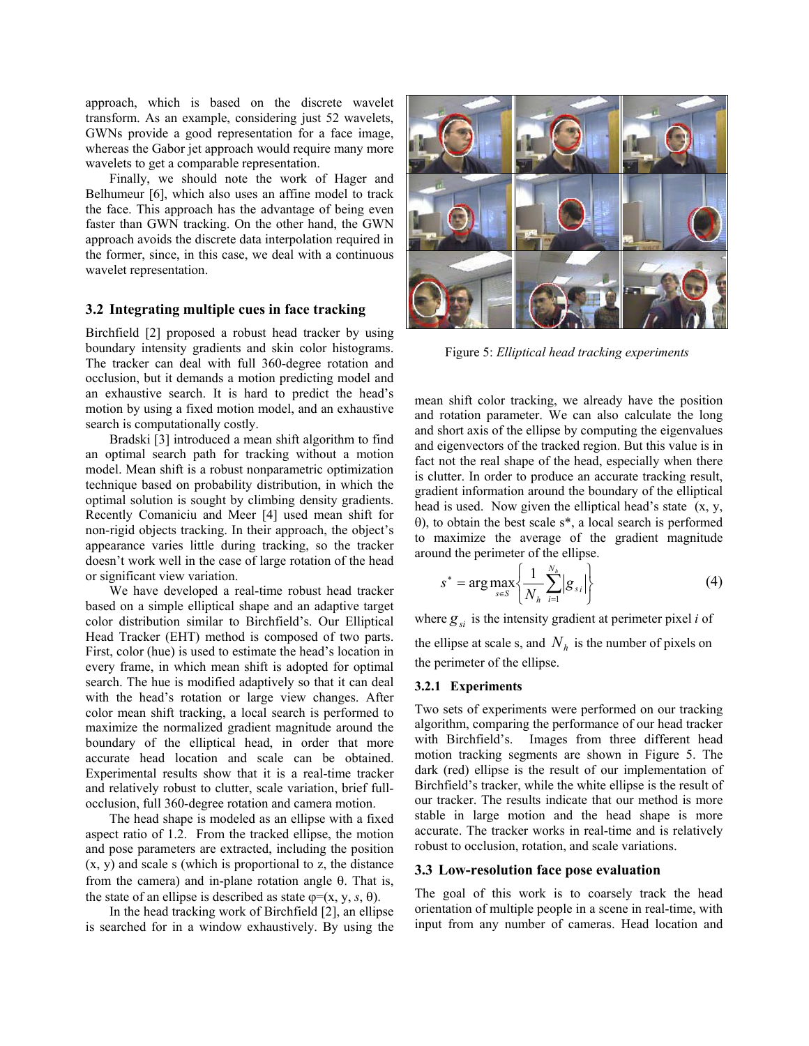approach, which is based on the discrete wavelet transform. As an example, considering just 52 wavelets, GWNs provide a good representation for a face image, whereas the Gabor jet approach would require many more wavelets to get a comparable representation.

Finally, we should note the work of Hager and Belhumeur [6], which also uses an affine model to track the face. This approach has the advantage of being even faster than GWN tracking. On the other hand, the GWN approach avoids the discrete data interpolation required in the former, since, in this case, we deal with a continuous wavelet representation.

### 3.2 Integrating multiple cues in face tracking

Birchfield [2] proposed a robust head tracker by using boundary intensity gradients and skin color histograms. The tracker can deal with full 360-degree rotation and occlusion, but it demands a motion predicting model and an exhaustive search. It is hard to predict the head's motion by using a fixed motion model, and an exhaustive search is computationally costly.

Bradski [3] introduced a mean shift algorithm to find an optimal search path for tracking without a motion model. Mean shift is a robust nonparametric optimization technique based on probability distribution, in which the optimal solution is sought by climbing density gradients. Recently Comaniciu and Meer [4] used mean shift for non-rigid objects tracking. In their approach, the object's appearance varies little during tracking, so the tracker doesn't work well in the case of large rotation of the head or significant view variation.

We have developed a real-time robust head tracker based on a simple elliptical shape and an adaptive target color distribution similar to Birchfield's. Our Elliptical Head Tracker (EHT) method is composed of two parts. First, color (hue) is used to estimate the head's location in every frame, in which mean shift is adopted for optimal search. The hue is modified adaptively so that it can deal with the head's rotation or large view changes. After color mean shift tracking, a local search is performed to maximize the normalized gradient magnitude around the boundary of the elliptical head, in order that more accurate head location and scale can be obtained. Experimental results show that it is a real-time tracker and relatively robust to clutter, scale variation, brief full-occlusion, full 360-degree rotation and camera motion.

The head shape is modeled as an ellipse with a fixed aspect ratio of 1.2. From the tracked ellipse, the motion and pose parameters are extracted, including the position (x, y) and scale s (which is proportional to z, the distance from the camera) and in-plane rotation angle θ. That is, the state of an ellipse is described as state $\varphi=(x, y, s, \theta)$.

In the head tracking work of Birchfield [2], an ellipse is searched for in a window exhaustively. By using the mean shift color tracking, we already have the position and rotation parameter. We can also calculate the long and short axis of the ellipse by computing the eigenvalues and eigenvectors of the tracked region. But this value is in fact not the real shape of the head, especially when there is clutter. In order to produce an accurate tracking result, gradient information around the boundary of the elliptical head is used. Now given the elliptical head's state (x, y, θ), to obtain the best scale s*, a local search is performed to maximize the average of the gradient magnitude around the perimeter of the ellipse.

$$s^* = \arg\max_{s \in S} \left\{ \frac{1}{N_h} \sum_{i=1}^{N_h} \left| g_{si} \right| \right\} \tag{4}$$

where $g_{si}$ is the intensity gradient at perimeter pixel *i* of the ellipse at scale s, and $N_h$ is the number of pixels on the perimeter of the ellipse.

Figure 5: *Elliptical head tracking experiments*

#### 3.2.1 Experiments

Two sets of experiments were performed on our tracking algorithm, comparing the performance of our head tracker with Birchfield's. Images from three different head motion tracking segments are shown in Figure 5. The dark (red) ellipse is the result of our implementation of Birchfield's tracker, while the white ellipse is the result of our tracker. The results indicate that our method is more stable in large motion and the head shape is more accurate. The tracker works in real-time and is relatively robust to occlusion, rotation, and scale variations.

### 3.3 Low-resolution face pose evaluation

The goal of this work is to coarsely track the head orientation of multiple people in a scene in real-time, with input from any number of cameras. Head location and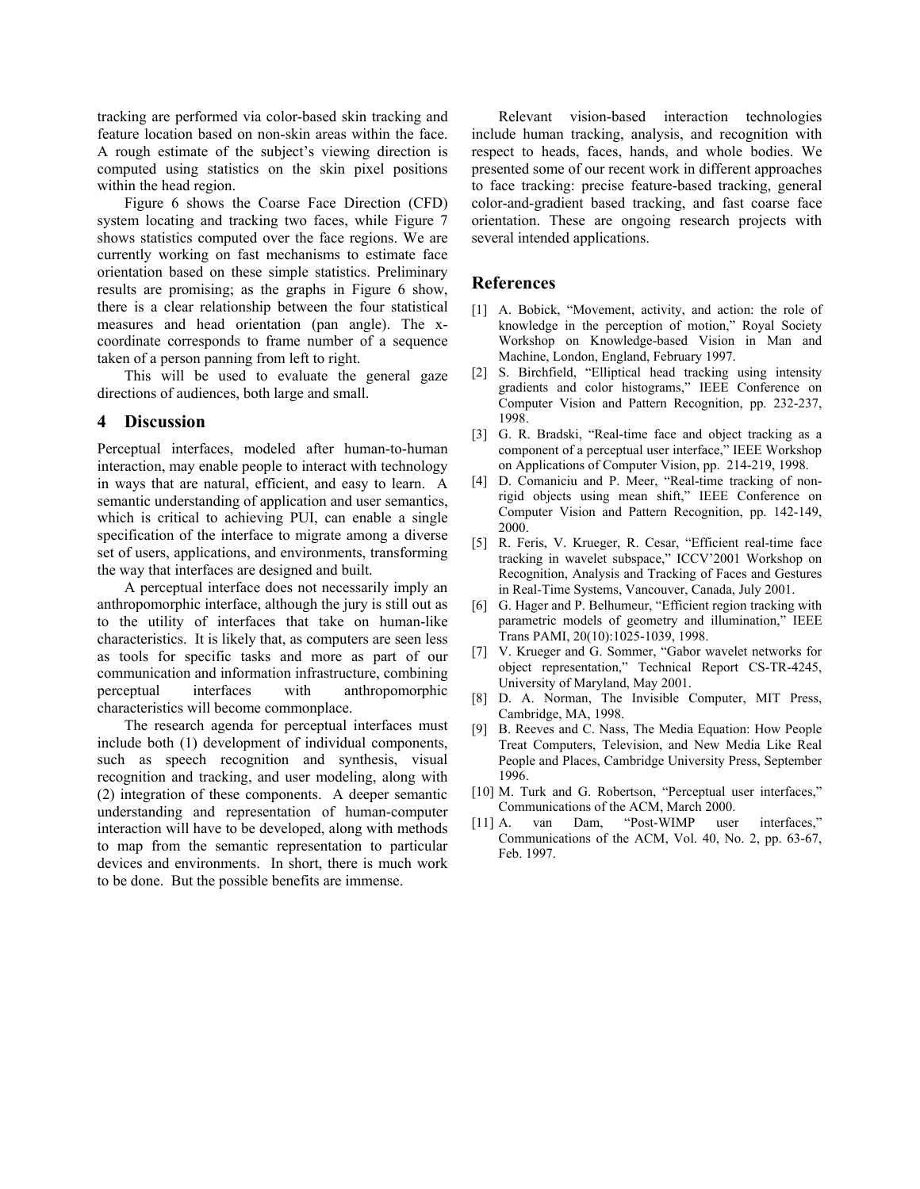tracking are performed via color-based skin tracking and feature location based on non-skin areas within the face. A rough estimate of the subject's viewing direction is computed using statistics on the skin pixel positions within the head region.

Figure 6 shows the Coarse Face Direction (CFD) system locating and tracking two faces, while Figure 7 shows statistics computed over the face regions. We are currently working on fast mechanisms to estimate face orientation based on these simple statistics. Preliminary results are promising; as the graphs in Figure 6 show, there is a clear relationship between the four statistical measures and head orientation (pan angle). The x-coordinate corresponds to frame number of a sequence taken of a person panning from left to right.

This will be used to evaluate the general gaze directions of audiences, both large and small.

## 4 Discussion

Perceptual interfaces, modeled after human-to-human interaction, may enable people to interact with technology in ways that are natural, efficient, and easy to learn. A semantic understanding of application and user semantics, which is critical to achieving PUI, can enable a single specification of the interface to migrate among a diverse set of users, applications, and environments, transforming the way that interfaces are designed and built.

A perceptual interface does not necessarily imply an anthropomorphic interface, although the jury is still out as to the utility of interfaces that take on human-like characteristics. It is likely that, as computers are seen less as tools for specific tasks and more as part of our communication and information infrastructure, combining perceptual interfaces with anthropomorphic characteristics will become commonplace.

The research agenda for perceptual interfaces must include both (1) development of individual components, such as speech recognition and synthesis, visual recognition and tracking, and user modeling, along with (2) integration of these components. A deeper semantic understanding and representation of human-computer interaction will have to be developed, along with methods to map from the semantic representation to particular devices and environments. In short, there is much work to be done. But the possible benefits are immense.

Relevant vision-based interaction technologies include human tracking, analysis, and recognition with respect to heads, faces, hands, and whole bodies. We presented some of our recent work in different approaches to face tracking: precise feature-based tracking, general color-and-gradient based tracking, and fast coarse face orientation. These are ongoing research projects with several intended applications.

## References

[1] A. Bobick, "Movement, activity, and action: the role of knowledge in the perception of motion," Royal Society Workshop on Knowledge-based Vision in Man and Machine, London, England, February 1997.

[2] S. Birchfield, "Elliptical head tracking using intensity gradients and color histograms," IEEE Conference on Computer Vision and Pattern Recognition, pp. 232-237, 1998.

[3] G. R. Bradski, "Real-time face and object tracking as a component of a perceptual user interface," IEEE Workshop on Applications of Computer Vision, pp. 214-219, 1998.

[4] D. Comaniciu and P. Meer, "Real-time tracking of non-rigid objects using mean shift," IEEE Conference on Computer Vision and Pattern Recognition, pp. 142-149, 2000.

[5] R. Feris, V. Krueger, R. Cesar, "Efficient real-time face tracking in wavelet subspace," ICCV'2001 Workshop on Recognition, Analysis and Tracking of Faces and Gestures in Real-Time Systems, Vancouver, Canada, July 2001.

[6] G. Hager and P. Belhumeur, "Efficient region tracking with parametric models of geometry and illumination," IEEE Trans PAMI, 20(10):1025-1039, 1998.

[7] V. Krueger and G. Sommer, "Gabor wavelet networks for object representation," Technical Report CS-TR-4245, University of Maryland, May 2001.

[8] D. A. Norman, The Invisible Computer, MIT Press, Cambridge, MA, 1998.

[9] B. Reeves and C. Nass, The Media Equation: How People Treat Computers, Television, and New Media Like Real People and Places, Cambridge University Press, September 1996.

[10] M. Turk and G. Robertson, "Perceptual user interfaces," Communications of the ACM, March 2000.

[11] A. van Dam, "Post-WIMP user interfaces," Communications of the ACM, Vol. 40, No. 2, pp. 63-67, Feb. 1997.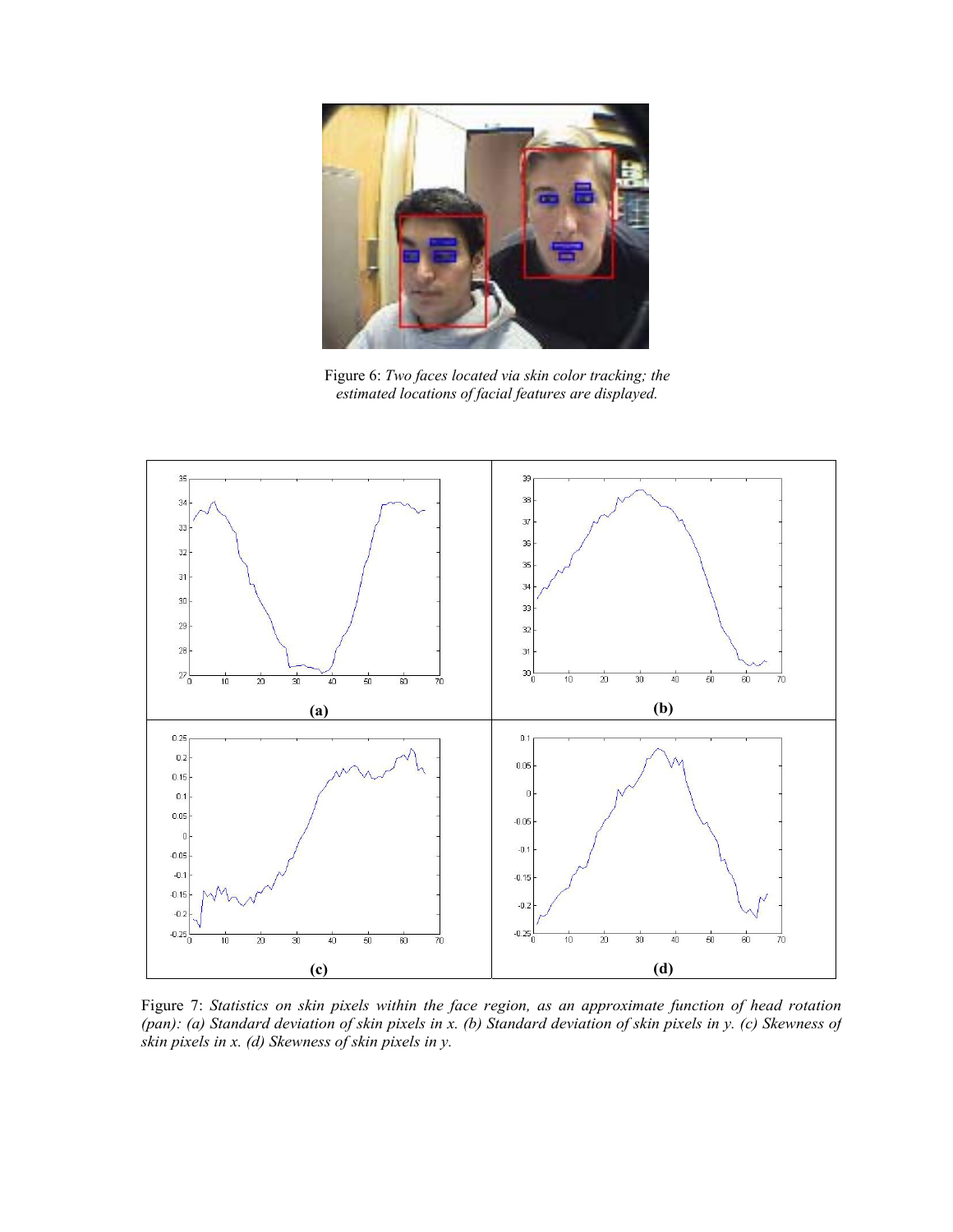Figure 6: *Two faces located via skin color tracking; the estimated locations of facial features are displayed.*

35
34
33
32
31
30
29
28
27
0 10 20 30 40 50 60 70

**(a)**

39
38
37
36
35
34
33
32
31
30
0 10 20 30 40 50 60 70

**(b)**

0.25
0.2
0.15
0.1
0.05
0
-0.05
-0.1
-0.15
-0.2
-0.25
0 10 20 30 40 50 60 70

**(c)**

0.1
0.05
0
-0.05
-0.1
-0.15
-0.2
-0.25
0 10 20 30 40 50 60 70

**(d)**

Figure 7: *Statistics on skin pixels within the face region, as an approximate function of head rotation (pan): (a) Standard deviation of skin pixels in x. (b) Standard deviation of skin pixels in y. (c) Skewness of skin pixels in x. (d) Skewness of skin pixels in y.*